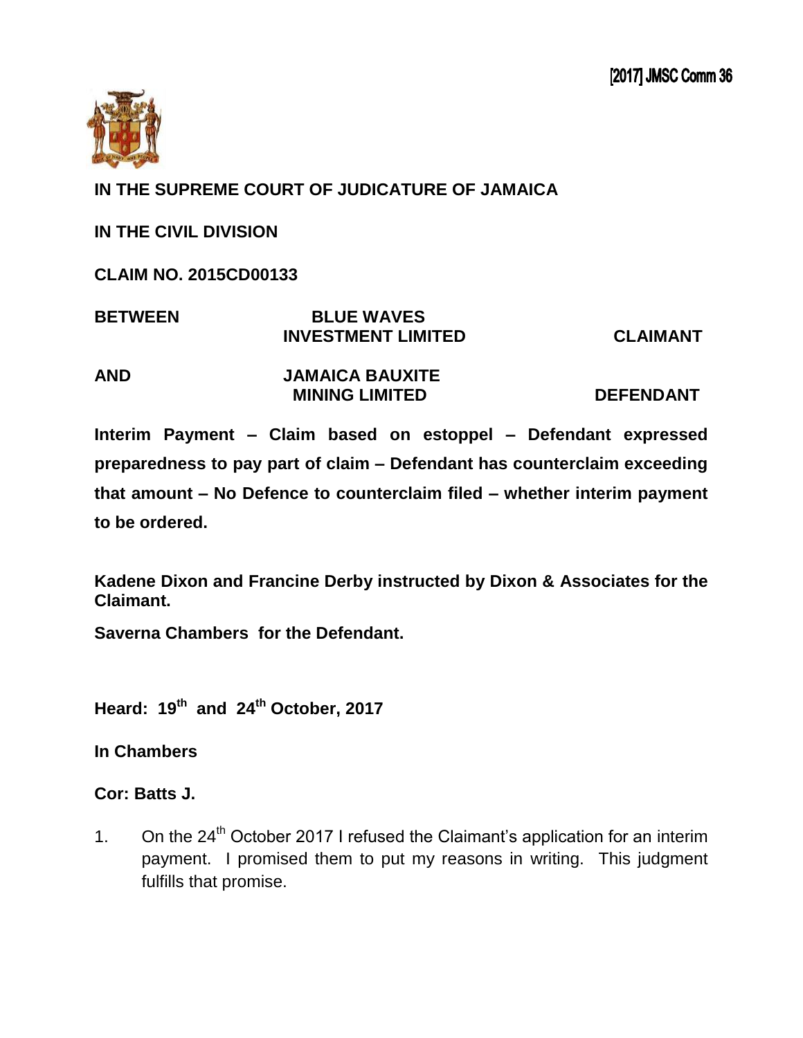[2017] JMSC Comm 36

**IN THE SUPREME COURT OF JUDICATURE OF JAMAICA**

**IN THE CIVIL DIVISION**

**CLAIM NO. 2015CD00133**

| | | |
|---|---|---|
| **BETWEEN** | **BLUE WAVES INVESTMENT LIMITED** | **CLAIMANT** |
| **AND** | **JAMAICA BAUXITE MINING LIMITED** | **DEFENDANT** |

**Interim Payment – Claim based on estoppel – Defendant expressed preparedness to pay part of claim – Defendant has counterclaim exceeding that amount – No Defence to counterclaim filed – whether interim payment to be ordered.**

**Kadene Dixon and Francine Derby instructed by Dixon & Associates for the Claimant.**

**Saverna Chambers for the Defendant.**

**Heard: 19th and 24th October, 2017**

**In Chambers**

**Cor: Batts J.**

1. On the 24th October 2017 I refused the Claimant's application for an interim payment. I promised them to put my reasons in writing. This judgment fulfills that promise.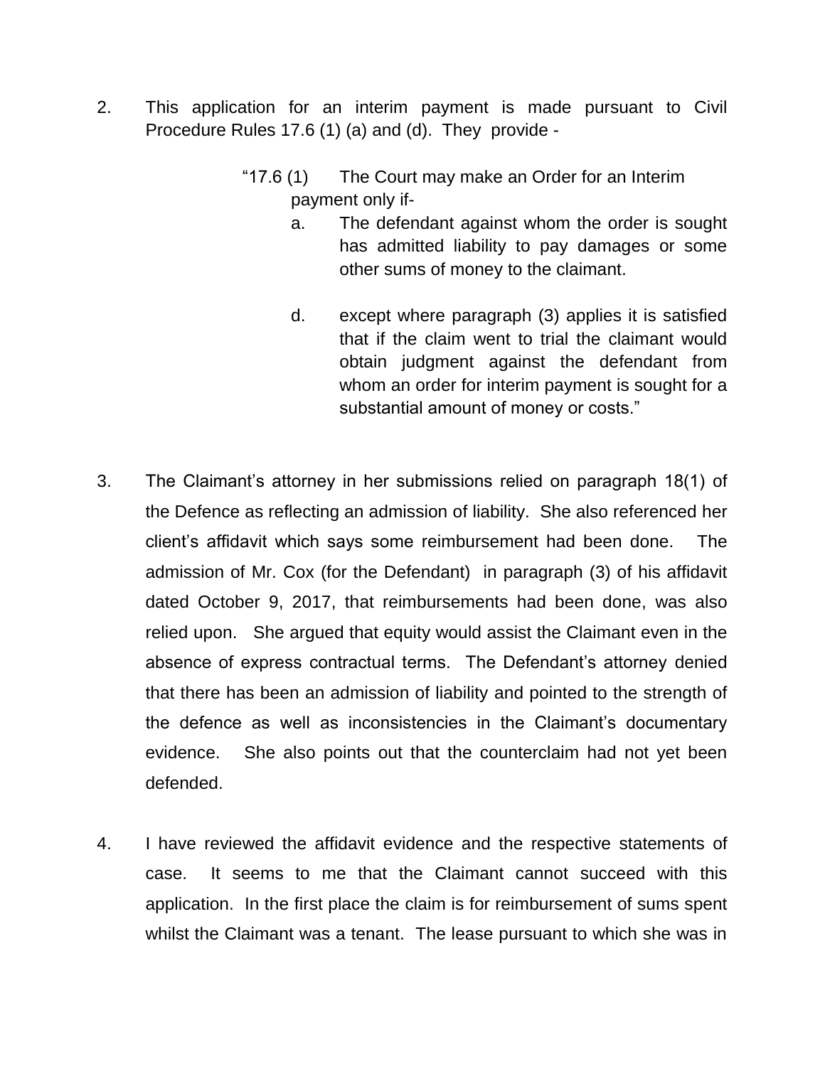2. This application for an interim payment is made pursuant to Civil Procedure Rules 17.6 (1) (a) and (d). They provide -

> "17.6 (1) The Court may make an Order for an Interim payment only if-
>
> a. The defendant against whom the order is sought has admitted liability to pay damages or some other sums of money to the claimant.
>
> d. except where paragraph (3) applies it is satisfied that if the claim went to trial the claimant would obtain judgment against the defendant from whom an order for interim payment is sought for a substantial amount of money or costs."

3. The Claimant's attorney in her submissions relied on paragraph 18(1) of the Defence as reflecting an admission of liability. She also referenced her client's affidavit which says some reimbursement had been done. The admission of Mr. Cox (for the Defendant) in paragraph (3) of his affidavit dated October 9, 2017, that reimbursements had been done, was also relied upon. She argued that equity would assist the Claimant even in the absence of express contractual terms. The Defendant's attorney denied that there has been an admission of liability and pointed to the strength of the defence as well as inconsistencies in the Claimant's documentary evidence. She also points out that the counterclaim had not yet been defended.

4. I have reviewed the affidavit evidence and the respective statements of case. It seems to me that the Claimant cannot succeed with this application. In the first place the claim is for reimbursement of sums spent whilst the Claimant was a tenant. The lease pursuant to which she was in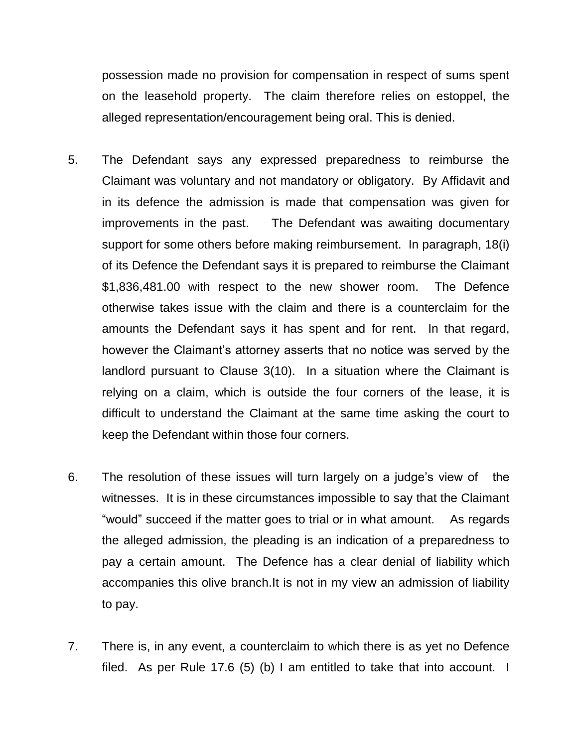possession made no provision for compensation in respect of sums spent on the leasehold property. The claim therefore relies on estoppel, the alleged representation/encouragement being oral. This is denied.

5. The Defendant says any expressed preparedness to reimburse the Claimant was voluntary and not mandatory or obligatory. By Affidavit and in its defence the admission is made that compensation was given for improvements in the past. The Defendant was awaiting documentary support for some others before making reimbursement. In paragraph, 18(i) of its Defence the Defendant says it is prepared to reimburse the Claimant $1,836,481.00 with respect to the new shower room. The Defence otherwise takes issue with the claim and there is a counterclaim for the amounts the Defendant says it has spent and for rent. In that regard, however the Claimant's attorney asserts that no notice was served by the landlord pursuant to Clause 3(10). In a situation where the Claimant is relying on a claim, which is outside the four corners of the lease, it is difficult to understand the Claimant at the same time asking the court to keep the Defendant within those four corners.

6. The resolution of these issues will turn largely on a judge's view of the witnesses. It is in these circumstances impossible to say that the Claimant "would" succeed if the matter goes to trial or in what amount. As regards the alleged admission, the pleading is an indication of a preparedness to pay a certain amount. The Defence has a clear denial of liability which accompanies this olive branch.It is not in my view an admission of liability to pay.

7. There is, in any event, a counterclaim to which there is as yet no Defence filed. As per Rule 17.6 (5) (b) I am entitled to take that into account. I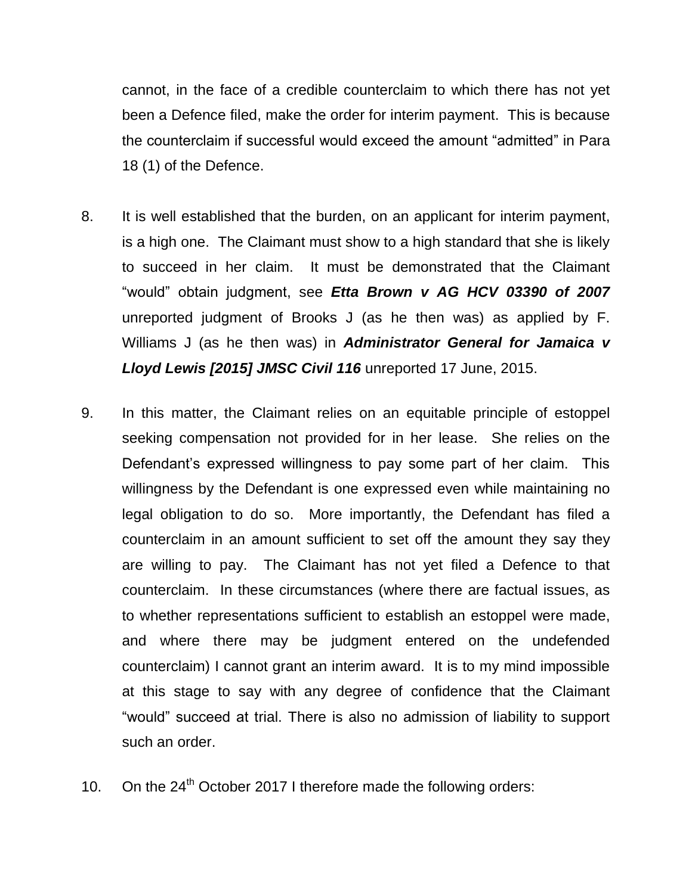cannot, in the face of a credible counterclaim to which there has not yet been a Defence filed, make the order for interim payment. This is because the counterclaim if successful would exceed the amount "admitted" in Para 18 (1) of the Defence.

8. It is well established that the burden, on an applicant for interim payment, is a high one. The Claimant must show to a high standard that she is likely to succeed in her claim. It must be demonstrated that the Claimant "would" obtain judgment, see ***Etta Brown v AG HCV 03390 of 2007*** unreported judgment of Brooks J (as he then was) as applied by F. Williams J (as he then was) in ***Administrator General for Jamaica v Lloyd Lewis [2015] JMSC Civil 116*** unreported 17 June, 2015.

9. In this matter, the Claimant relies on an equitable principle of estoppel seeking compensation not provided for in her lease. She relies on the Defendant's expressed willingness to pay some part of her claim. This willingness by the Defendant is one expressed even while maintaining no legal obligation to do so. More importantly, the Defendant has filed a counterclaim in an amount sufficient to set off the amount they say they are willing to pay. The Claimant has not yet filed a Defence to that counterclaim. In these circumstances (where there are factual issues, as to whether representations sufficient to establish an estoppel were made, and where there may be judgment entered on the undefended counterclaim) I cannot grant an interim award. It is to my mind impossible at this stage to say with any degree of confidence that the Claimant "would" succeed at trial. There is also no admission of liability to support such an order.

10. On the 24th October 2017 I therefore made the following orders: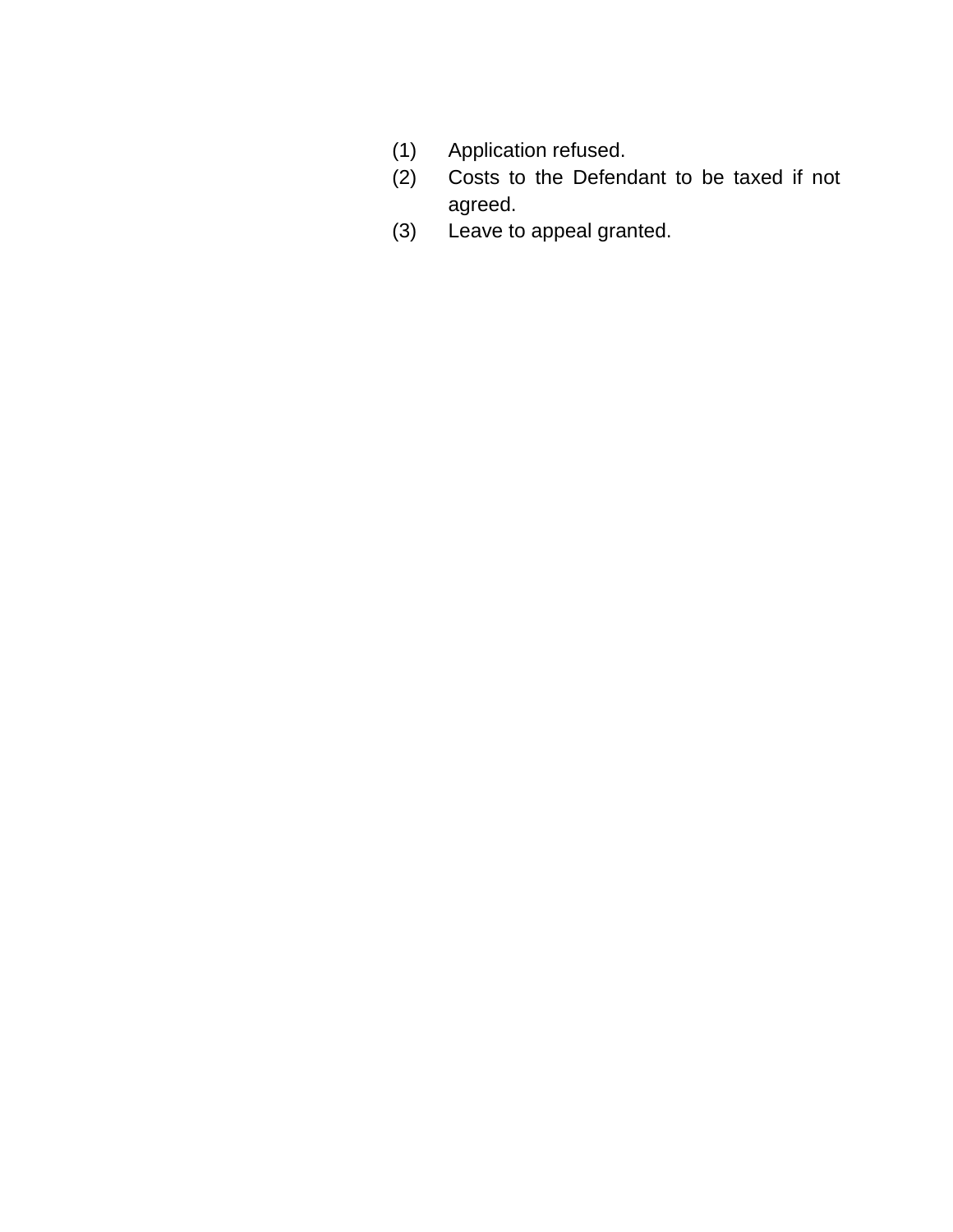(1) Application refused.

(2) Costs to the Defendant to be taxed if not agreed.

(3) Leave to appeal granted.